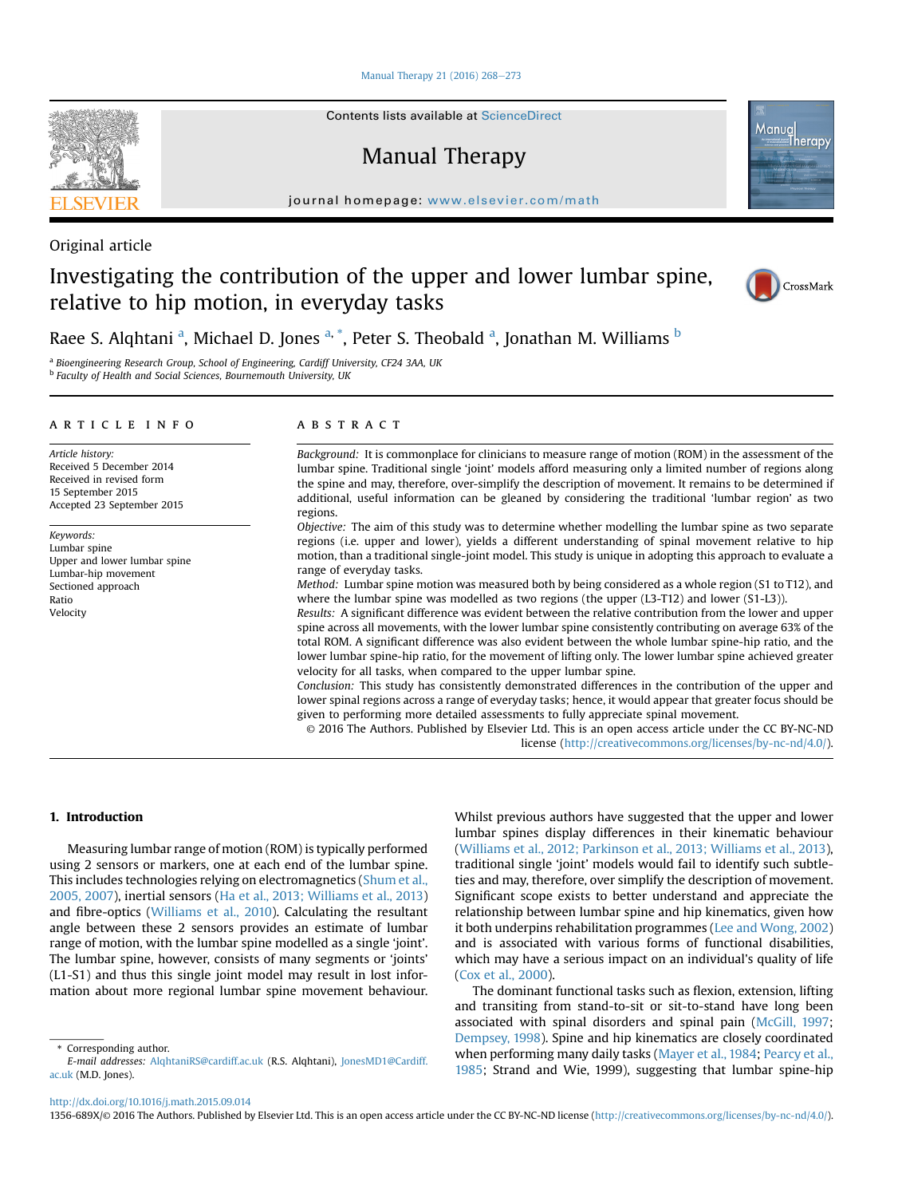Original article

# Investigating the contribution of the upper and lower lumbar spine, relative to hip motion, in everyday tasks

Raee S. Alqhtani [a], Michael D. Jones [a, *], Peter S. Theobald [a], Jonathan M. Williams [b]

[a] Bioengineering Research Group, School of Engineering, Cardiff University, CF24 3AA, UK
[b] Faculty of Health and Social Sciences, Bournemouth University, UK

## ARTICLE INFO

*Article history:*
Received 5 December 2014
Received in revised form
15 September 2015
Accepted 23 September 2015

*Keywords:*
Lumbar spine
Upper and lower lumbar spine
Lumbar-hip movement
Sectioned approach
Ratio
Velocity

## ABSTRACT

*Background:* It is commonplace for clinicians to measure range of motion (ROM) in the assessment of the lumbar spine. Traditional single 'joint' models afford measuring only a limited number of regions along the spine and may, therefore, over-simplify the description of movement. It remains to be determined if additional, useful information can be gleaned by considering the traditional 'lumbar region' as two regions.

*Objective:* The aim of this study was to determine whether modelling the lumbar spine as two separate regions (i.e. upper and lower), yields a different understanding of spinal movement relative to hip motion, than a traditional single-joint model. This study is unique in adopting this approach to evaluate a range of everyday tasks.

*Method:* Lumbar spine motion was measured both by being considered as a whole region (S1 to T12), and where the lumbar spine was modelled as two regions (the upper (L3-T12) and lower (S1-L3)).

*Results:* A significant difference was evident between the relative contribution from the lower and upper spine across all movements, with the lower lumbar spine consistently contributing on average 63% of the total ROM. A significant difference was also evident between the whole lumbar spine-hip ratio, and the lower lumbar spine-hip ratio, for the movement of lifting only. The lower lumbar spine achieved greater velocity for all tasks, when compared to the upper lumbar spine.

*Conclusion:* This study has consistently demonstrated differences in the contribution of the upper and lower spinal regions across a range of everyday tasks; hence, it would appear that greater focus should be given to performing more detailed assessments to fully appreciate spinal movement.

© 2016 The Authors. Published by Elsevier Ltd. This is an open access article under the CC BY-NC-ND license (http://creativecommons.org/licenses/by-nc-nd/4.0/).

## 1. Introduction

Measuring lumbar range of motion (ROM) is typically performed using 2 sensors or markers, one at each end of the lumbar spine. This includes technologies relying on electromagnetics (Shum et al., 2005, 2007), inertial sensors (Ha et al., 2013; Williams et al., 2013) and fibre-optics (Williams et al., 2010). Calculating the resultant angle between these 2 sensors provides an estimate of lumbar range of motion, with the lumbar spine modelled as a single 'joint'. The lumbar spine, however, consists of many segments or 'joints' (L1-S1) and thus this single joint model may result in lost information about more regional lumbar spine movement behaviour. Whilst previous authors have suggested that the upper and lower lumbar spines display differences in their kinematic behaviour (Williams et al., 2012; Parkinson et al., 2013; Williams et al., 2013), traditional single 'joint' models would fail to identify such subtleties and may, therefore, over simplify the description of movement. Significant scope exists to better understand and appreciate the relationship between lumbar spine and hip kinematics, given how it both underpins rehabilitation programmes (Lee and Wong, 2002) and is associated with various forms of functional disabilities, which may have a serious impact on an individual's quality of life (Cox et al., 2000).

The dominant functional tasks such as flexion, extension, lifting and transiting from stand-to-sit or sit-to-stand have long been associated with spinal disorders and spinal pain (McGill, 1997; Dempsey, 1998). Spine and hip kinematics are closely coordinated when performing many daily tasks (Mayer et al., 1984; Pearcy et al., 1985; Strand and Wie, 1999), suggesting that lumbar spine-hip

* Corresponding author.
*E-mail addresses:* AlqhtaniRS@cardiff.ac.uk (R.S. Alqhtani), JonesMD1@Cardiff.ac.uk (M.D. Jones).

http://dx.doi.org/10.1016/j.math.2015.09.014
1356-689X/© 2016 The Authors. Published by Elsevier Ltd. This is an open access article under the CC BY-NC-ND license (http://creativecommons.org/licenses/by-nc-nd/4.0/).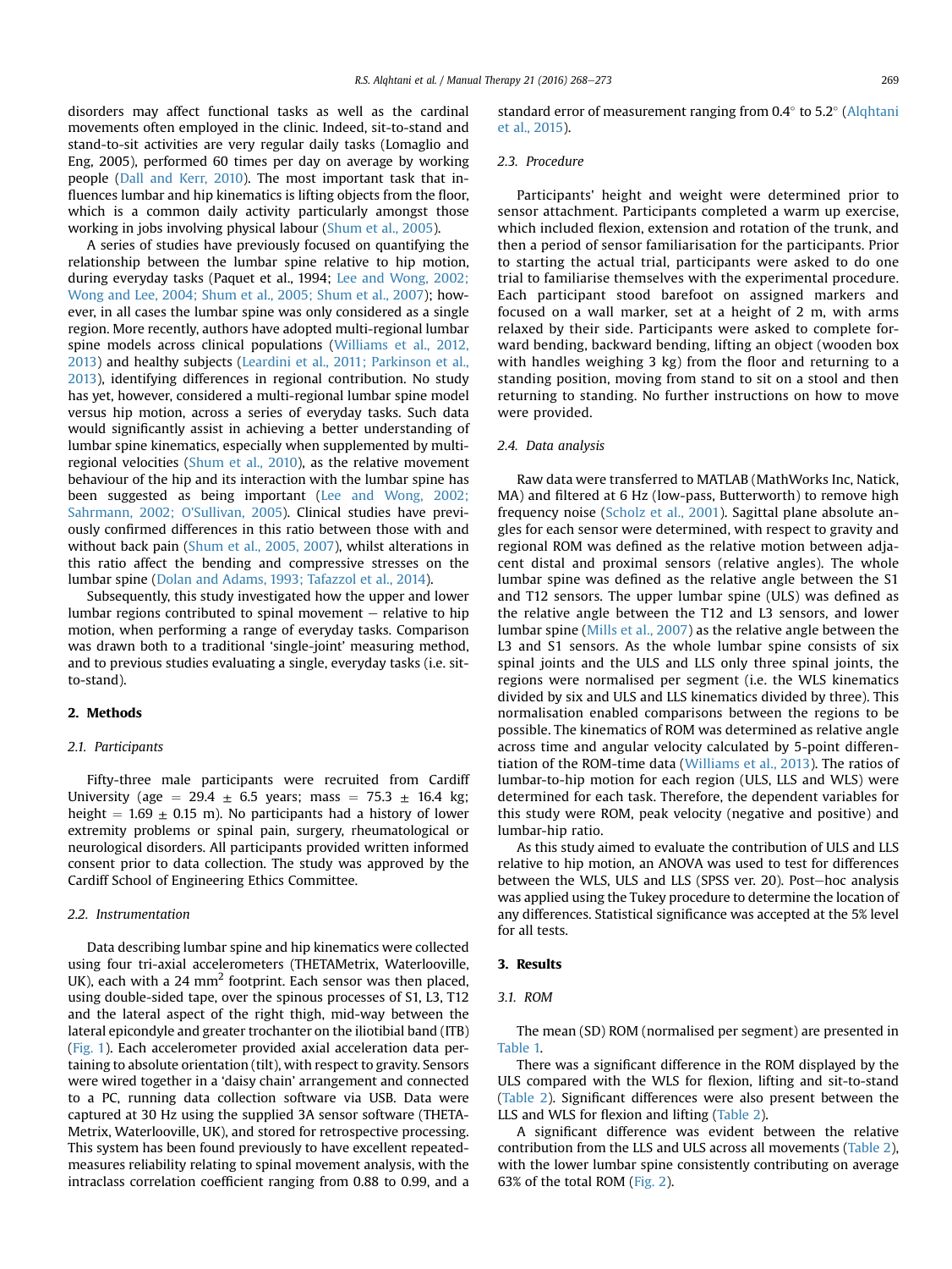disorders may affect functional tasks as well as the cardinal movements often employed in the clinic. Indeed, sit-to-stand and stand-to-sit activities are very regular daily tasks (Lomaglio and Eng, 2005), performed 60 times per day on average by working people (Dall and Kerr, 2010). The most important task that influences lumbar and hip kinematics is lifting objects from the floor, which is a common daily activity particularly amongst those working in jobs involving physical labour (Shum et al., 2005).

A series of studies have previously focused on quantifying the relationship between the lumbar spine relative to hip motion, during everyday tasks (Paquet et al., 1994; Lee and Wong, 2002; Wong and Lee, 2004; Shum et al., 2005; Shum et al., 2007); however, in all cases the lumbar spine was only considered as a single region. More recently, authors have adopted multi-regional lumbar spine models across clinical populations (Williams et al., 2012, 2013) and healthy subjects (Leardini et al., 2011; Parkinson et al., 2013), identifying differences in regional contribution. No study has yet, however, considered a multi-regional lumbar spine model versus hip motion, across a series of everyday tasks. Such data would significantly assist in achieving a better understanding of lumbar spine kinematics, especially when supplemented by multi-regional velocities (Shum et al., 2010), as the relative movement behaviour of the hip and its interaction with the lumbar spine has been suggested as being important (Lee and Wong, 2002; Sahrmann, 2002; O'Sullivan, 2005). Clinical studies have previously confirmed differences in this ratio between those with and without back pain (Shum et al., 2005, 2007), whilst alterations in this ratio affect the bending and compressive stresses on the lumbar spine (Dolan and Adams, 1993; Tafazzol et al., 2014).

Subsequently, this study investigated how the upper and lower lumbar regions contributed to spinal movement – relative to hip motion, when performing a range of everyday tasks. Comparison was drawn both to a traditional 'single-joint' measuring method, and to previous studies evaluating a single, everyday tasks (i.e. sit-to-stand).

## 2. Methods

### 2.1. Participants

Fifty-three male participants were recruited from Cardiff University (age = 29.4 ± 6.5 years; mass = 75.3 ± 16.4 kg; height = 1.69 ± 0.15 m). No participants had a history of lower extremity problems or spinal pain, surgery, rheumatological or neurological disorders. All participants provided written informed consent prior to data collection. The study was approved by the Cardiff School of Engineering Ethics Committee.

### 2.2. Instrumentation

Data describing lumbar spine and hip kinematics were collected using four tri-axial accelerometers (THETAMetrix, Waterlooville, UK), each with a 24 $mm^2$ footprint. Each sensor was then placed, using double-sided tape, over the spinous processes of S1, L3, T12 and the lateral aspect of the right thigh, mid-way between the lateral epicondyle and greater trochanter on the iliotibial band (ITB) (Fig. 1). Each accelerometer provided axial acceleration data pertaining to absolute orientation (tilt), with respect to gravity. Sensors were wired together in a 'daisy chain' arrangement and connected to a PC, running data collection software via USB. Data were captured at 30 Hz using the supplied 3A sensor software (THETAMetrix, Waterlooville, UK), and stored for retrospective processing. This system has been found previously to have excellent repeated-measures reliability relating to spinal movement analysis, with the intraclass correlation coefficient ranging from 0.88 to 0.99, and a standard error of measurement ranging from 0.4° to 5.2° (Alqhtani et al., 2015).

### 2.3. Procedure

Participants' height and weight were determined prior to sensor attachment. Participants completed a warm up exercise, which included flexion, extension and rotation of the trunk, and then a period of sensor familiarisation for the participants. Prior to starting the actual trial, participants were asked to do one trial to familiarise themselves with the experimental procedure. Each participant stood barefoot on assigned markers and focused on a wall marker, set at a height of 2 m, with arms relaxed by their side. Participants were asked to complete forward bending, backward bending, lifting an object (wooden box with handles weighing 3 kg) from the floor and returning to a standing position, moving from stand to sit on a stool and then returning to standing. No further instructions on how to move were provided.

### 2.4. Data analysis

Raw data were transferred to MATLAB (MathWorks Inc, Natick, MA) and filtered at 6 Hz (low-pass, Butterworth) to remove high frequency noise (Scholz et al., 2001). Sagittal plane absolute angles for each sensor were determined, with respect to gravity and regional ROM was defined as the relative motion between adjacent distal and proximal sensors (relative angles). The whole lumbar spine was defined as the relative angle between the S1 and T12 sensors. The upper lumbar spine (ULS) was defined as the relative angle between the T12 and L3 sensors, and lower lumbar spine (Mills et al., 2007) as the relative angle between the L3 and S1 sensors. As the whole lumbar spine consists of six spinal joints and the ULS and LLS only three spinal joints, the regions were normalised per segment (i.e. the WLS kinematics divided by six and ULS and LLS kinematics divided by three). This normalisation enabled comparisons between the regions to be possible. The kinematics of ROM was determined as relative angle across time and angular velocity calculated by 5-point differentiation of the ROM-time data (Williams et al., 2013). The ratios of lumbar-to-hip motion for each region (ULS, LLS and WLS) were determined for each task. Therefore, the dependent variables for this study were ROM, peak velocity (negative and positive) and lumbar-hip ratio.

As this study aimed to evaluate the contribution of ULS and LLS relative to hip motion, an ANOVA was used to test for differences between the WLS, ULS and LLS (SPSS ver. 20). Post–hoc analysis was applied using the Tukey procedure to determine the location of any differences. Statistical significance was accepted at the 5% level for all tests.

## 3. Results

### 3.1. ROM

The mean (SD) ROM (normalised per segment) are presented in Table 1.

There was a significant difference in the ROM displayed by the ULS compared with the WLS for flexion, lifting and sit-to-stand (Table 2). Significant differences were also present between the LLS and WLS for flexion and lifting (Table 2).

A significant difference was evident between the relative contribution from the LLS and ULS across all movements (Table 2), with the lower lumbar spine consistently contributing on average 63% of the total ROM (Fig. 2).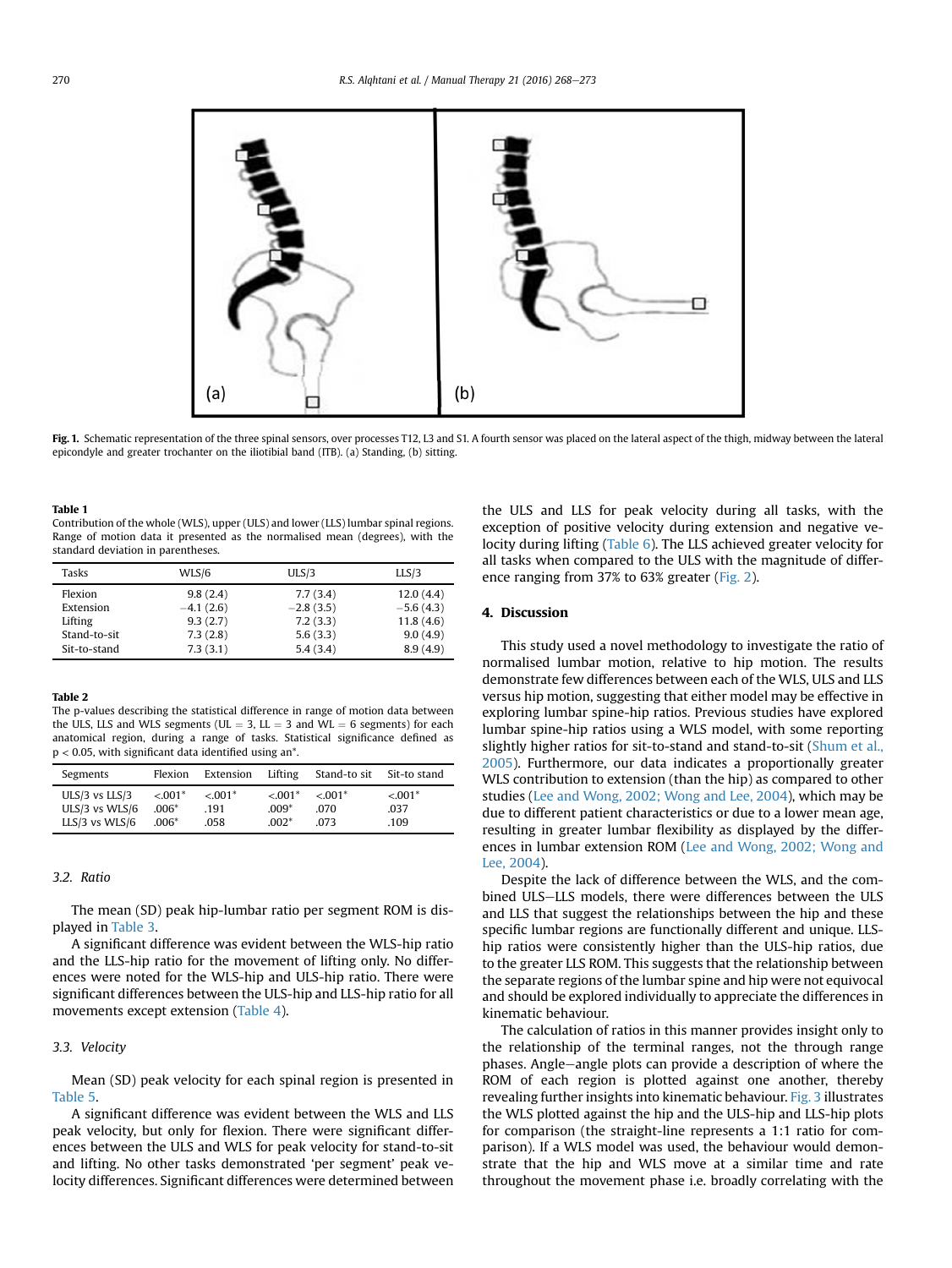Fig. 1. Schematic representation of the three spinal sensors, over processes T12, L3 and S1. A fourth sensor was placed on the lateral aspect of the thigh, midway between the lateral epicondyle and greater trochanter on the iliotibial band (ITB). (a) Standing, (b) sitting.

**Table 1**
Contribution of the whole (WLS), upper (ULS) and lower (LLS) lumbar spinal regions. Range of motion data it presented as the normalised mean (degrees), with the standard deviation in parentheses.

| Tasks | WLS/6 | ULS/3 | LLS/3 |
|---|---|---|---|
| Flexion | 9.8 (2.4) | 7.7 (3.4) | 12.0 (4.4) |
| Extension | −4.1 (2.6) | −2.8 (3.5) | −5.6 (4.3) |
| Lifting | 9.3 (2.7) | 7.2 (3.3) | 11.8 (4.6) |
| Stand-to-sit | 7.3 (2.8) | 5.6 (3.3) | 9.0 (4.9) |
| Sit-to-stand | 7.3 (3.1) | 5.4 (3.4) | 8.9 (4.9) |

**Table 2**
The p-values describing the statistical difference in range of motion data between the ULS, LLS and WLS segments (UL = 3, LL = 3 and WL = 6 segments) for each anatomical region, during a range of tasks. Statistical significance defined as $p < 0.05$, with significant data identified using an*.

| Segments | Flexion | Extension | Lifting | Stand-to sit | Sit-to stand |
|---|---|---|---|---|---|
| ULS/3 vs LLS/3 | <.001* | <.001* | <.001* | <.001* | <.001* |
| ULS/3 vs WLS/6 | .006* | .191 | .009* | .070 | .037 |
| LLS/3 vs WLS/6 | .006* | .058 | .002* | .073 | .109 |

### 3.2. Ratio

The mean (SD) peak hip-lumbar ratio per segment ROM is displayed in Table 3.

A significant difference was evident between the WLS-hip ratio and the LLS-hip ratio for the movement of lifting only. No differences were noted for the WLS-hip and ULS-hip ratio. There were significant differences between the ULS-hip and LLS-hip ratio for all movements except extension (Table 4).

### 3.3. Velocity

Mean (SD) peak velocity for each spinal region is presented in Table 5.

A significant difference was evident between the WLS and LLS peak velocity, but only for flexion. There were significant differences between the ULS and WLS for peak velocity for stand-to-sit and lifting. No other tasks demonstrated 'per segment' peak velocity differences. Significant differences were determined between the ULS and LLS for peak velocity during all tasks, with the exception of positive velocity during extension and negative velocity during lifting (Table 6). The LLS achieved greater velocity for all tasks when compared to the ULS with the magnitude of difference ranging from 37% to 63% greater (Fig. 2).

## 4. Discussion

This study used a novel methodology to investigate the ratio of normalised lumbar motion, relative to hip motion. The results demonstrate few differences between each of the WLS, ULS and LLS versus hip motion, suggesting that either model may be effective in exploring lumbar spine-hip ratios. Previous studies have explored lumbar spine-hip ratios using a WLS model, with some reporting slightly higher ratios for sit-to-stand and stand-to-sit (Shum et al., 2005). Furthermore, our data indicates a proportionally greater WLS contribution to extension (than the hip) as compared to other studies (Lee and Wong, 2002; Wong and Lee, 2004), which may be due to different patient characteristics or due to a lower mean age, resulting in greater lumbar flexibility as displayed by the differences in lumbar extension ROM (Lee and Wong, 2002; Wong and Lee, 2004).

Despite the lack of difference between the WLS, and the combined ULS−LLS models, there were differences between the ULS and LLS that suggest the relationships between the hip and these specific lumbar regions are functionally different and unique. LLS-hip ratios were consistently higher than the ULS-hip ratios, due to the greater LLS ROM. This suggests that the relationship between the separate regions of the lumbar spine and hip were not equivocal and should be explored individually to appreciate the differences in kinematic behaviour.

The calculation of ratios in this manner provides insight only to the relationship of the terminal ranges, not the through range phases. Angle−angle plots can provide a description of where the ROM of each region is plotted against one another, thereby revealing further insights into kinematic behaviour. Fig. 3 illustrates the WLS plotted against the hip and the ULS-hip and LLS-hip plots for comparison (the straight-line represents a 1:1 ratio for comparison). If a WLS model was used, the behaviour would demonstrate that the hip and WLS move at a similar time and rate throughout the movement phase i.e. broadly correlating with the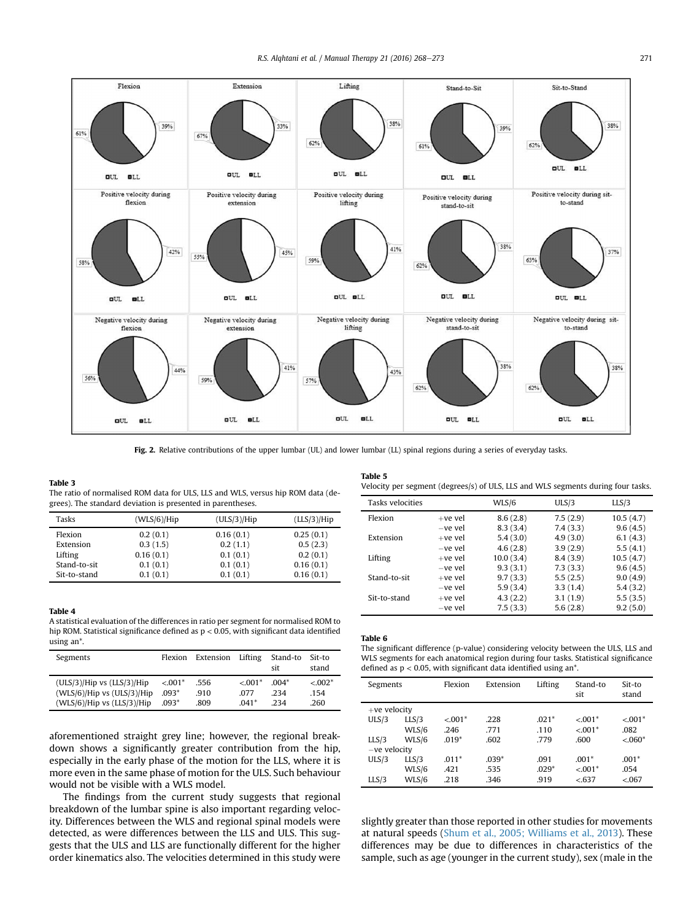Fig. 2. Relative contributions of the upper lumbar (UL) and lower lumbar (LL) spinal regions during a series of everyday tasks.

**Table 3**
The ratio of normalised ROM data for ULS, LLS and WLS, versus hip ROM data (degrees). The standard deviation is presented in parentheses.

| Tasks | (WLS/6)/Hip | (ULS/3)/Hip | (LLS/3)/Hip |
|---|---|---|---|
| Flexion | 0.2 (0.1) | 0.16 (0.1) | 0.25 (0.1) |
| Extension | 0.3 (1.5) | 0.2 (1.1) | 0.5 (2.3) |
| Lifting | 0.16 (0.1) | 0.1 (0.1) | 0.2 (0.1) |
| Stand-to-sit | 0.1 (0.1) | 0.1 (0.1) | 0.16 (0.1) |
| Sit-to-stand | 0.1 (0.1) | 0.1 (0.1) | 0.16 (0.1) |

**Table 4**
A statistical evaluation of the differences in ratio per segment for normalised ROM to hip ROM. Statistical significance defined as $p < 0.05$, with significant data identified using an*.

| Segments | Flexion | Extension | Lifting | Stand-to sit | Sit-to stand |
|---|---|---|---|---|---|
| (ULS/3)/Hip vs (LLS/3)/Hip | <.001* | .556 | <.001* | .004* | <.002* |
| (WLS/6)/Hip vs (ULS/3)/Hip | .093* | .910 | .077 | .234 | .154 |
| (WLS/6)/Hip vs (LLS/3)/Hip | .093* | .809 | .041* | .234 | .260 |

aforementioned straight grey line; however, the regional breakdown shows a significantly greater contribution from the hip, especially in the early phase of the motion for the LLS, where it is more even in the same phase of motion for the ULS. Such behaviour would not be visible with a WLS model.

The findings from the current study suggests that regional breakdown of the lumbar spine is also important regarding velocity. Differences between the WLS and regional spinal models were detected, as were differences between the LLS and ULS. This suggests that the ULS and LLS are functionally different for the higher order kinematics also. The velocities determined in this study were slightly greater than those reported in other studies for movements at natural speeds (Shum et al., 2005; Williams et al., 2013). These differences may be due to differences in characteristics of the sample, such as age (younger in the current study), sex (male in the

**Table 5**
Velocity per segment (degrees/s) of ULS, LLS and WLS segments during four tasks.

| Tasks velocities | | WLS/6 | ULS/3 | LLS/3 |
|---|---|---|---|---|
| Flexion | +ve vel | 8.6 (2.8) | 7.5 (2.9) | 10.5 (4.7) |
| | −ve vel | 8.3 (3.4) | 7.4 (3.3) | 9.6 (4.5) |
| Extension | +ve vel | 5.4 (3.0) | 4.9 (3.0) | 6.1 (4.3) |
| | −ve vel | 4.6 (2.8) | 3.9 (2.9) | 5.5 (4.1) |
| Lifting | +ve vel | 10.0 (3.4) | 8.4 (3.9) | 10.5 (4.7) |
| | −ve vel | 9.3 (3.1) | 7.3 (3.3) | 9.6 (4.5) |
| Stand-to-sit | +ve vel | 9.7 (3.3) | 5.5 (2.5) | 9.0 (4.9) |
| | −ve vel | 5.9 (3.4) | 3.3 (1.4) | 5.4 (3.2) |
| Sit-to-stand | +ve vel | 4.3 (2.2) | 3.1 (1.9) | 5.5 (3.5) |
| | −ve vel | 7.5 (3.3) | 5.6 (2.8) | 9.2 (5.0) |

**Table 6**
The significant difference (p-value) considering velocity between the ULS, LLS and WLS segments for each anatomical region during four tasks. Statistical significance defined as $p < 0.05$, with significant data identified using an*.

| Segments | | Flexion | Extension | Lifting | Stand-to sit | Sit-to stand |
|---|---|---|---|---|---|---|
| +ve velocity | | | | | | |
| ULS/3 | LLS/3 | <.001* | .228 | .021* | <.001* | <.001* |
| | WLS/6 | .246 | .771 | .110 | <.001* | .082 |
| LLS/3 | WLS/6 | .019* | .602 | .779 | .600 | <.060* |
| −ve velocity | | | | | | |
| ULS/3 | LLS/3 | .011* | .039* | .091 | .001* | .001* |
| | WLS/6 | .421 | .535 | .029* | <.001* | .054 |
| LLS/3 | WLS/6 | .218 | .346 | .919 | <.637 | <.067 |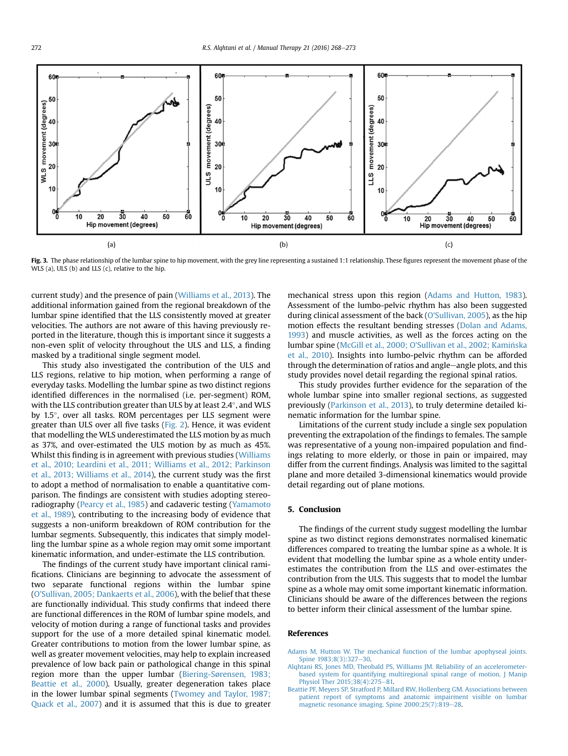Fig. 3. The phase relationship of the lumbar spine to hip movement, with the grey line representing a sustained 1:1 relationship. These figures represent the movement phase of the WLS (a), ULS (b) and LLS (c), relative to the hip.

current study) and the presence of pain (Williams et al., 2013). The additional information gained from the regional breakdown of the lumbar spine identified that the LLS consistently moved at greater velocities. The authors are not aware of this having previously reported in the literature, though this is important since it suggests a non-even split of velocity throughout the ULS and LLS, a finding masked by a traditional single segment model.

This study also investigated the contribution of the ULS and LLS regions, relative to hip motion, when performing a range of everyday tasks. Modelling the lumbar spine as two distinct regions identified differences in the normalised (i.e. per-segment) ROM, with the LLS contribution greater than ULS by at least 2.4°, and WLS by 1.5°, over all tasks. ROM percentages per LLS segment were greater than ULS over all five tasks (Fig. 2). Hence, it was evident that modelling the WLS underestimated the LLS motion by as much as 37%, and over-estimated the ULS motion by as much as 45%. Whilst this finding is in agreement with previous studies (Williams et al., 2010; Leardini et al., 2011; Williams et al., 2012; Parkinson et al., 2013; Williams et al., 2014), the current study was the first to adopt a method of normalisation to enable a quantitative comparison. The findings are consistent with studies adopting stereoradiography (Pearcy et al., 1985) and cadaveric testing (Yamamoto et al., 1989), contributing to the increasing body of evidence that suggests a non-uniform breakdown of ROM contribution for the lumbar segments. Subsequently, this indicates that simply modelling the lumbar spine as a whole region may omit some important kinematic information, and under-estimate the LLS contribution.

The findings of the current study have important clinical ramifications. Clinicians are beginning to advocate the assessment of two separate functional regions within the lumbar spine (O'Sullivan, 2005; Dankaerts et al., 2006), with the belief that these are functionally individual. This study confirms that indeed there are functional differences in the ROM of lumbar spine models, and velocity of motion during a range of functional tasks and provides support for the use of a more detailed spinal kinematic model. Greater contributions to motion from the lower lumbar spine, as well as greater movement velocities, may help to explain increased prevalence of low back pain or pathological change in this spinal region more than the upper lumbar (Biering-Sørensen, 1983; Beattie et al., 2000). Usually, greater degeneration takes place in the lower lumbar spinal segments (Twomey and Taylor, 1987; Quack et al., 2007) and it is assumed that this is due to greater mechanical stress upon this region (Adams and Hutton, 1983). Assessment of the lumbo-pelvic rhythm has also been suggested during clinical assessment of the back (O'Sullivan, 2005), as the hip motion effects the resultant bending stresses (Dolan and Adams, 1993) and muscle activities, as well as the forces acting on the lumbar spine (McGill et al., 2000; O'Sullivan et al., 2002; Kamińska et al., 2010). Insights into lumbo-pelvic rhythm can be afforded through the determination of ratios and angle–angle plots, and this study provides novel detail regarding the regional spinal ratios.

This study provides further evidence for the separation of the whole lumbar spine into smaller regional sections, as suggested previously (Parkinson et al., 2013), to truly determine detailed kinematic information for the lumbar spine.

Limitations of the current study include a single sex population preventing the extrapolation of the findings to females. The sample was representative of a young non-impaired population and findings relating to more elderly, or those in pain or impaired, may differ from the current findings. Analysis was limited to the sagittal plane and more detailed 3-dimensional kinematics would provide detail regarding out of plane motions.

## 5. Conclusion

The findings of the current study suggest modelling the lumbar spine as two distinct regions demonstrates normalised kinematic differences compared to treating the lumbar spine as a whole. It is evident that modelling the lumbar spine as a whole entity underestimates the contribution from the LLS and over-estimates the contribution from the ULS. This suggests that to model the lumbar spine as a whole may omit some important kinematic information. Clinicians should be aware of the differences between the regions to better inform their clinical assessment of the lumbar spine.

## References

Adams M, Hutton W. The mechanical function of the lumbar apophyseal joints. Spine 1983;8(3):327–30.

Alqhtani RS, Jones MD, Theobald PS, Williams JM. Reliability of an accelerometer-based system for quantifying multiregional spinal range of motion. J Manip Physiol Ther 2015;38(4):275–81.

Beattie PF, Meyers SP, Stratford P, Millard RW, Hollenberg GM. Associations between patient report of symptoms and anatomic impairment visible on lumbar magnetic resonance imaging. Spine 2000;25(7):819–28.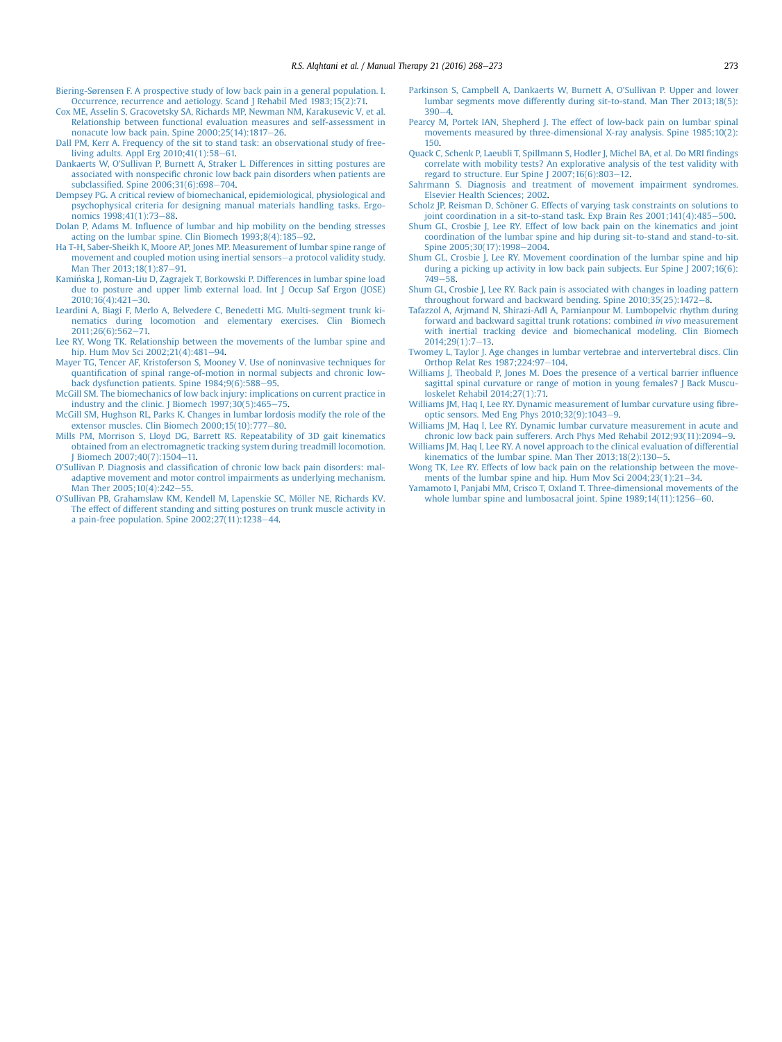Biering-Sørensen F. A prospective study of low back pain in a general population. I. Occurrence, recurrence and aetiology. Scand J Rehabil Med 1983;15(2):71.

Cox ME, Asselin S, Gracovetsky SA, Richards MP, Newman NM, Karakusevic V, et al. Relationship between functional evaluation measures and self-assessment in nonacute low back pain. Spine 2000;25(14):1817–26.

Dall PM, Kerr A. Frequency of the sit to stand task: an observational study of free-living adults. Appl Erg 2010;41(1):58–61.

Dankaerts W, O'Sullivan P, Burnett A, Straker L. Differences in sitting postures are associated with nonspecific chronic low back pain disorders when patients are subclassified. Spine 2006;31(6):698–704.

Dempsey PG. A critical review of biomechanical, epidemiological, physiological and psychophysical criteria for designing manual materials handling tasks. Ergonomics 1998;41(1):73–88.

Dolan P, Adams M. Influence of lumbar and hip mobility on the bending stresses acting on the lumbar spine. Clin Biomech 1993;8(4):185–92.

Ha T-H, Saber-Sheikh K, Moore AP, Jones MP. Measurement of lumbar spine range of movement and coupled motion using inertial sensors—a protocol validity study. Man Ther 2013;18(1):87–91.

Kamińska J, Roman-Liu D, Zagrajek T, Borkowski P. Differences in lumbar spine load due to posture and upper limb external load. Int J Occup Saf Ergon (JOSE) 2010;16(4):421–30.

Leardini A, Biagi F, Merlo A, Belvedere C, Benedetti MG. Multi-segment trunk kinematics during locomotion and elementary exercises. Clin Biomech 2011;26(6):562–71.

Lee RY, Wong TK. Relationship between the movements of the lumbar spine and hip. Hum Mov Sci 2002;21(4):481–94.

Mayer TG, Tencer AF, Kristoferson S, Mooney V. Use of noninvasive techniques for quantification of spinal range-of-motion in normal subjects and chronic low-back dysfunction patients. Spine 1984;9(6):588–95.

McGill SM. The biomechanics of low back injury: implications on current practice in industry and the clinic. J Biomech 1997;30(5):465–75.

McGill SM, Hughson RL, Parks K. Changes in lumbar lordosis modify the role of the extensor muscles. Clin Biomech 2000;15(10):777–80.

Mills PM, Morrison S, Lloyd DG, Barrett RS. Repeatability of 3D gait kinematics obtained from an electromagnetic tracking system during treadmill locomotion. J Biomech 2007;40(7):1504–11.

O'Sullivan P. Diagnosis and classification of chronic low back pain disorders: maladaptive movement and motor control impairments as underlying mechanism. Man Ther 2005;10(4):242–55.

O'Sullivan PB, Grahamslaw KM, Kendell M, Lapenskie SC, Möller NE, Richards KV. The effect of different standing and sitting postures on trunk muscle activity in a pain-free population. Spine 2002;27(11):1238–44.

Parkinson S, Campbell A, Dankaerts W, Burnett A, O'Sullivan P. Upper and lower lumbar segments move differently during sit-to-stand. Man Ther 2013;18(5):390–4.

Pearcy M, Portek IAN, Shepherd J. The effect of low-back pain on lumbar spinal movements measured by three-dimensional X-ray analysis. Spine 1985;10(2):150.

Quack C, Schenk P, Laeubli T, Spillmann S, Hodler J, Michel BA, et al. Do MRI findings correlate with mobility tests? An explorative analysis of the test validity with regard to structure. Eur Spine J 2007;16(6):803–12.

Sahrmann S. Diagnosis and treatment of movement impairment syndromes. Elsevier Health Sciences; 2002.

Scholz JP, Reisman D, Schöner G. Effects of varying task constraints on solutions to joint coordination in a sit-to-stand task. Exp Brain Res 2001;141(4):485–500.

Shum GL, Crosbie J, Lee RY. Effect of low back pain on the kinematics and joint coordination of the lumbar spine and hip during sit-to-stand and stand-to-sit. Spine 2005;30(17):1998–2004.

Shum GL, Crosbie J, Lee RY. Movement coordination of the lumbar spine and hip during a picking up activity in low back pain subjects. Eur Spine J 2007;16(6):749–58.

Shum GL, Crosbie J, Lee RY. Back pain is associated with changes in loading pattern throughout forward and backward bending. Spine 2010;35(25):1472–8.

Tafazzol A, Arjmand N, Shirazi-Adl A, Parnianpour M. Lumbopelvic rhythm during forward and backward sagittal trunk rotations: combined *in vivo* measurement with inertial tracking device and biomechanical modeling. Clin Biomech 2014;29(1):7–13.

Twomey L, Taylor J. Age changes in lumbar vertebrae and intervertebral discs. Clin Orthop Relat Res 1987;224:97–104.

Williams J, Theobald P, Jones M. Does the presence of a vertical barrier influence sagittal spinal curvature or range of motion in young females? J Back Musculoskelet Rehabil 2014;27(1):71.

Williams JM, Haq I, Lee RY. Dynamic measurement of lumbar curvature using fibre-optic sensors. Med Eng Phys 2010;32(9):1043–9.

Williams JM, Haq I, Lee RY. Dynamic lumbar curvature measurement in acute and chronic low back pain sufferers. Arch Phys Med Rehabil 2012;93(11):2094–9.

Williams JM, Haq I, Lee RY. A novel approach to the clinical evaluation of differential kinematics of the lumbar spine. Man Ther 2013;18(2):130–5.

Wong TK, Lee RY. Effects of low back pain on the relationship between the movements of the lumbar spine and hip. Hum Mov Sci 2004;23(1):21–34.

Yamamoto I, Panjabi MM, Crisco T, Oxland T. Three-dimensional movements of the whole lumbar spine and lumbosacral joint. Spine 1989;14(11):1256–60.